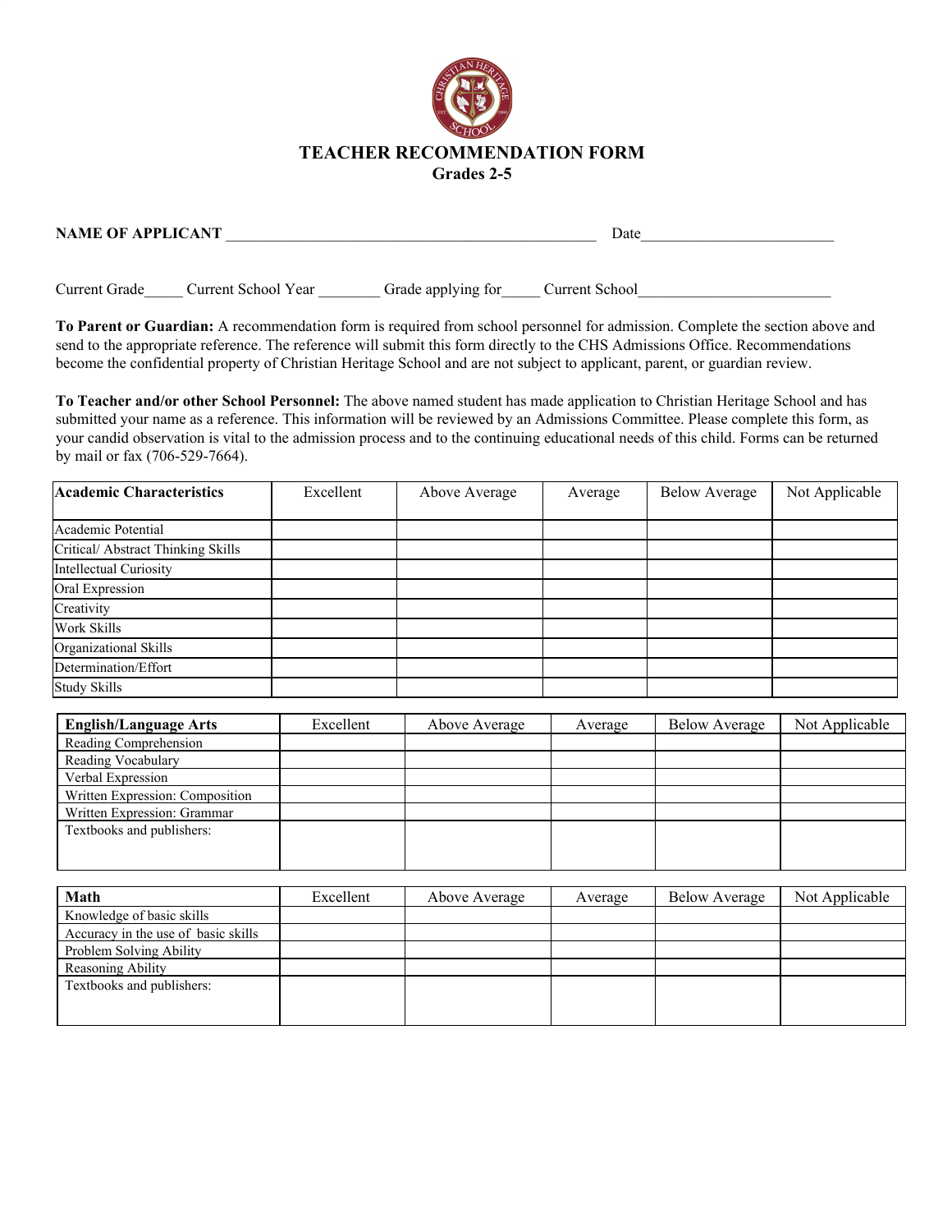# TEACHER RECOMMENDATION FORM

## Grades 2-5

**NAME OF APPLICANT** ________________________________________________ Date_________________________

Current Grade_____ Current School Year ________ Grade applying for_____ Current School_________________________

**To Parent or Guardian:** A recommendation form is required from school personnel for admission. Complete the section above and send to the appropriate reference. The reference will submit this form directly to the CHS Admissions Office. Recommendations become the confidential property of Christian Heritage School and are not subject to applicant, parent, or guardian review.

**To Teacher and/or other School Personnel:** The above named student has made application to Christian Heritage School and has submitted your name as a reference. This information will be reviewed by an Admissions Committee. Please complete this form, as your candid observation is vital to the admission process and to the continuing educational needs of this child. Forms can be returned by mail or fax (706-529-7664).

| **Academic Characteristics** | Excellent | Above Average | Average | Below Average | Not Applicable |
|---|---|---|---|---|---|
| Academic Potential | | | | | |
| Critical/ Abstract Thinking Skills | | | | | |
| Intellectual Curiosity | | | | | |
| Oral Expression | | | | | |
| Creativity | | | | | |
| Work Skills | | | | | |
| Organizational Skills | | | | | |
| Determination/Effort | | | | | |
| Study Skills | | | | | |

| **English/Language Arts** | Excellent | Above Average | Average | Below Average | Not Applicable |
|---|---|---|---|---|---|
| Reading Comprehension | | | | | |
| Reading Vocabulary | | | | | |
| Verbal Expression | | | | | |
| Written Expression: Composition | | | | | |
| Written Expression: Grammar | | | | | |
| Textbooks and publishers: | | | | | |

| **Math** | Excellent | Above Average | Average | Below Average | Not Applicable |
|---|---|---|---|---|---|
| Knowledge of basic skills | | | | | |
| Accuracy in the use of basic skills | | | | | |
| Problem Solving Ability | | | | | |
| Reasoning Ability | | | | | |
| Textbooks and publishers: | | | | | |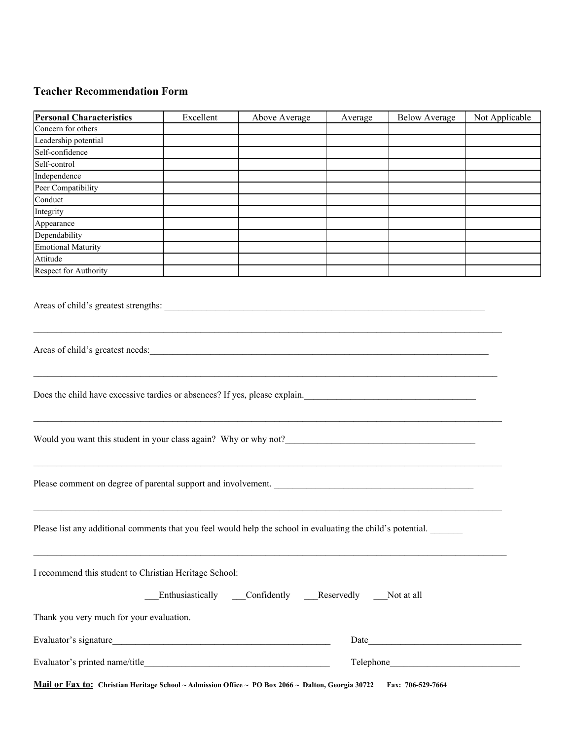## Teacher Recommendation Form

| Personal Characteristics | Excellent | Above Average | Average | Below Average | Not Applicable |
|---|---|---|---|---|---|
| Concern for others | | | | | |
| Leadership potential | | | | | |
| Self-confidence | | | | | |
| Self-control | | | | | |
| Independence | | | | | |
| Peer Compatibility | | | | | |
| Conduct | | | | | |
| Integrity | | | | | |
| Appearance | | | | | |
| Dependability | | | | | |
| Emotional Maturity | | | | | |
| Attitude | | | | | |
| Respect for Authority | | | | | |

Areas of child's greatest strengths: ___________________________________________________________________________

_______________________________________________________________________________________________________________

Areas of child's greatest needs:_______________________________________________________________________________

_______________________________________________________________________________________________________________

Does the child have excessive tardies or absences? If yes, please explain.________________________________________

_______________________________________________________________________________________________________________

Would you want this student in your class again? Why or why not?____________________________________________

_______________________________________________________________________________________________________________

Please comment on degree of parental support and involvement. ______________________________________________

_______________________________________________________________________________________________________________

Please list any additional comments that you feel would help the school in evaluating the child's potential. _______

_______________________________________________________________________________________________________________

I recommend this student to Christian Heritage School:

___Enthusiastically ___Confidently ___Reservedly ___Not at all

Thank you very much for your evaluation.

Evaluator's signature_________________________________________________ Date_________________________________

Evaluator's printed name/title_________________________________________ Telephone____________________________

**Mail or Fax to:** **Christian Heritage School ~ Admission Office ~ PO Box 2066 ~ Dalton, Georgia 30722 Fax: 706-529-7664**